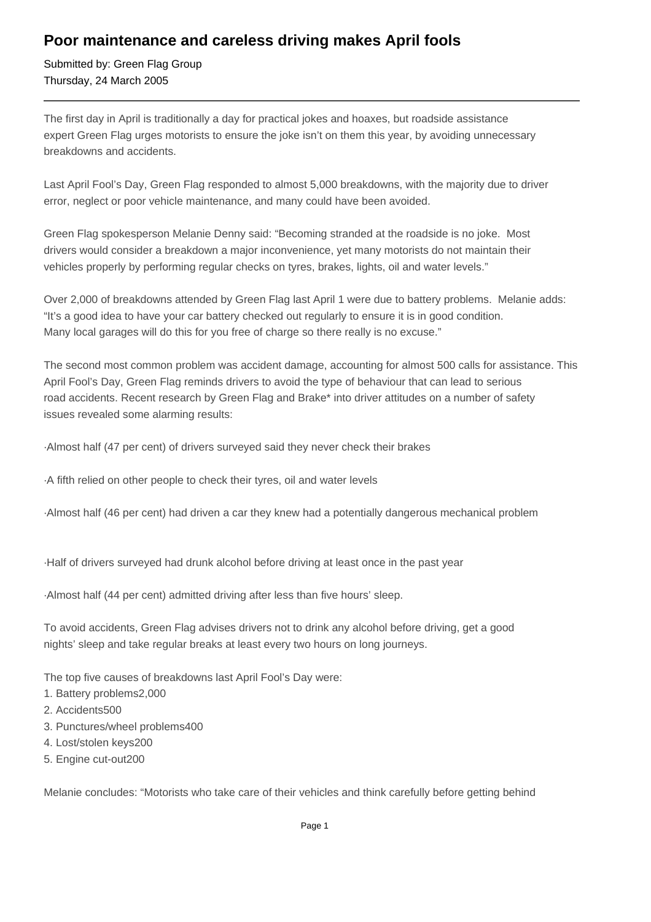# Poor maintenance and careless driving makes April fools

Submitted by: Green Flag Group
Thursday, 24 March 2005

---

The first day in April is traditionally a day for practical jokes and hoaxes, but roadside assistance expert Green Flag urges motorists to ensure the joke isn't on them this year, by avoiding unnecessary breakdowns and accidents.

Last April Fool's Day, Green Flag responded to almost 5,000 breakdowns, with the majority due to driver error, neglect or poor vehicle maintenance, and many could have been avoided.

Green Flag spokesperson Melanie Denny said: "Becoming stranded at the roadside is no joke. Most drivers would consider a breakdown a major inconvenience, yet many motorists do not maintain their vehicles properly by performing regular checks on tyres, brakes, lights, oil and water levels."

Over 2,000 of breakdowns attended by Green Flag last April 1 were due to battery problems. Melanie adds: "It's a good idea to have your car battery checked out regularly to ensure it is in good condition. Many local garages will do this for you free of charge so there really is no excuse."

The second most common problem was accident damage, accounting for almost 500 calls for assistance. This April Fool's Day, Green Flag reminds drivers to avoid the type of behaviour that can lead to serious road accidents. Recent research by Green Flag and Brake* into driver attitudes on a number of safety issues revealed some alarming results:

·Almost half (47 per cent) of drivers surveyed said they never check their brakes

·A fifth relied on other people to check their tyres, oil and water levels

·Almost half (46 per cent) had driven a car they knew had a potentially dangerous mechanical problem

·Half of drivers surveyed had drunk alcohol before driving at least once in the past year

·Almost half (44 per cent) admitted driving after less than five hours' sleep.

To avoid accidents, Green Flag advises drivers not to drink any alcohol before driving, get a good nights' sleep and take regular breaks at least every two hours on long journeys.

The top five causes of breakdowns last April Fool's Day were:

1. Battery problems2,000
2. Accidents500
3. Punctures/wheel problems400
4. Lost/stolen keys200
5. Engine cut-out200

Melanie concludes: "Motorists who take care of their vehicles and think carefully before getting behind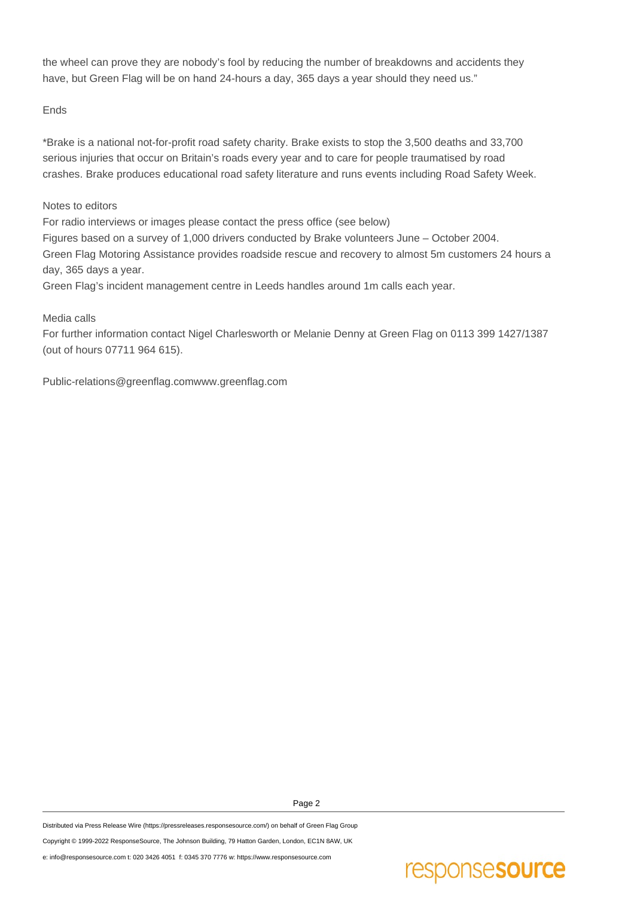the wheel can prove they are nobody's fool by reducing the number of breakdowns and accidents they have, but Green Flag will be on hand 24-hours a day, 365 days a year should they need us."

Ends

*Brake is a national not-for-profit road safety charity. Brake exists to stop the 3,500 deaths and 33,700 serious injuries that occur on Britain's roads every year and to care for people traumatised by road crashes. Brake produces educational road safety literature and runs events including Road Safety Week.

Notes to editors

For radio interviews or images please contact the press office (see below)

Figures based on a survey of 1,000 drivers conducted by Brake volunteers June – October 2004.

Green Flag Motoring Assistance provides roadside rescue and recovery to almost 5m customers 24 hours a day, 365 days a year.

Green Flag's incident management centre in Leeds handles around 1m calls each year.

Media calls

For further information contact Nigel Charlesworth or Melanie Denny at Green Flag on 0113 399 1427/1387 (out of hours 07711 964 615).

Public-relations@greenflag.comwww.greenflag.com

Distributed via Press Release Wire (https://pressreleases.responsesource.com/) on behalf of Green Flag Group

Copyright © 1999-2022 ResponseSource, The Johnson Building, 79 Hatton Garden, London, EC1N 8AW, UK

e: info@responsesource.com t: 020 3426 4051 f: 0345 370 7776 w: https://www.responsesource.com